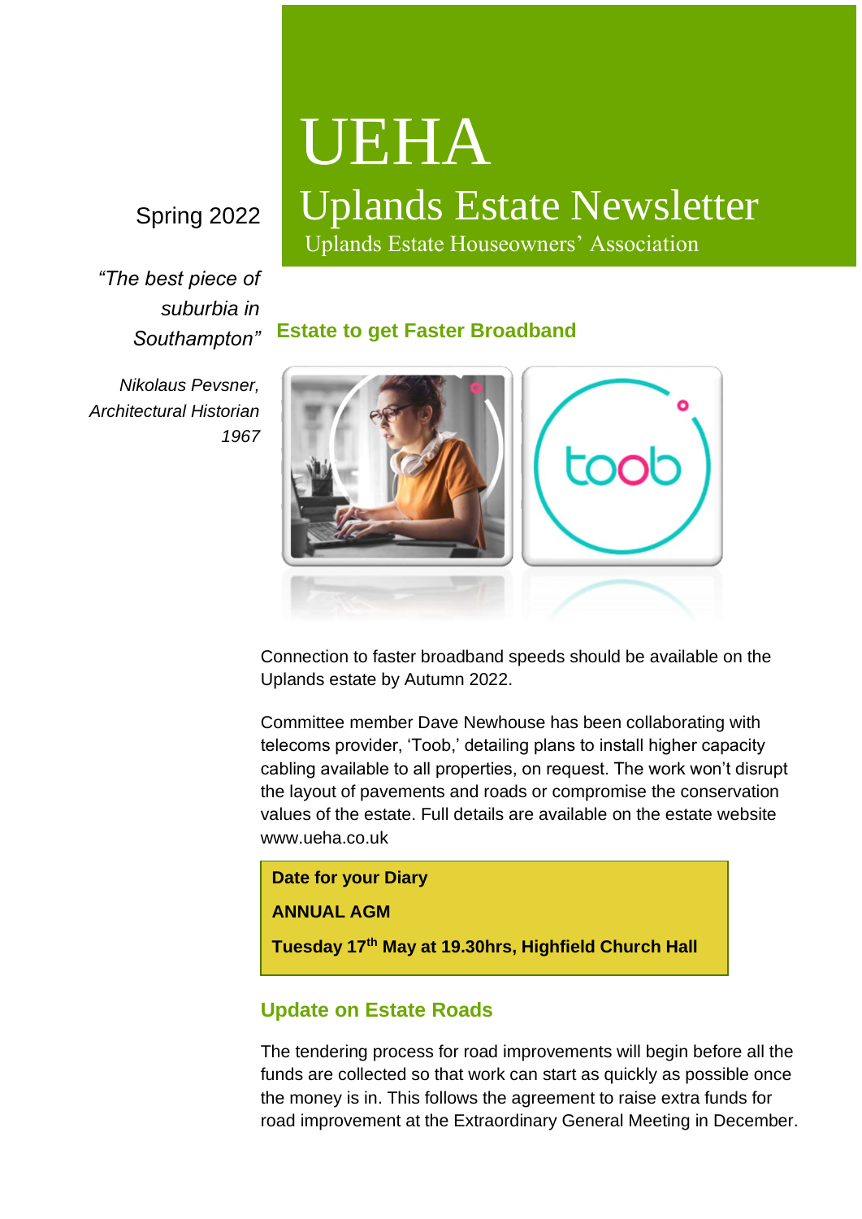# UEHA

## Uplands Estate Newsletter

Uplands Estate Houseowners' Association

Spring 2022

*"The best piece of suburbia in Southampton"*

*Nikolaus Pevsner, Architectural Historian 1967*

## Estate to get Faster Broadband

Connection to faster broadband speeds should be available on the Uplands estate by Autumn 2022.

Committee member Dave Newhouse has been collaborating with telecoms provider, 'Toob,' detailing plans to install higher capacity cabling available to all properties, on request. The work won't disrupt the layout of pavements and roads or compromise the conservation values of the estate. Full details are available on the estate website www.ueha.co.uk

**Date for your Diary**

**ANNUAL AGM**

**Tuesday 17th May at 19.30hrs, Highfield Church Hall**

## Update on Estate Roads

The tendering process for road improvements will begin before all the funds are collected so that work can start as quickly as possible once the money is in. This follows the agreement to raise extra funds for road improvement at the Extraordinary General Meeting in December.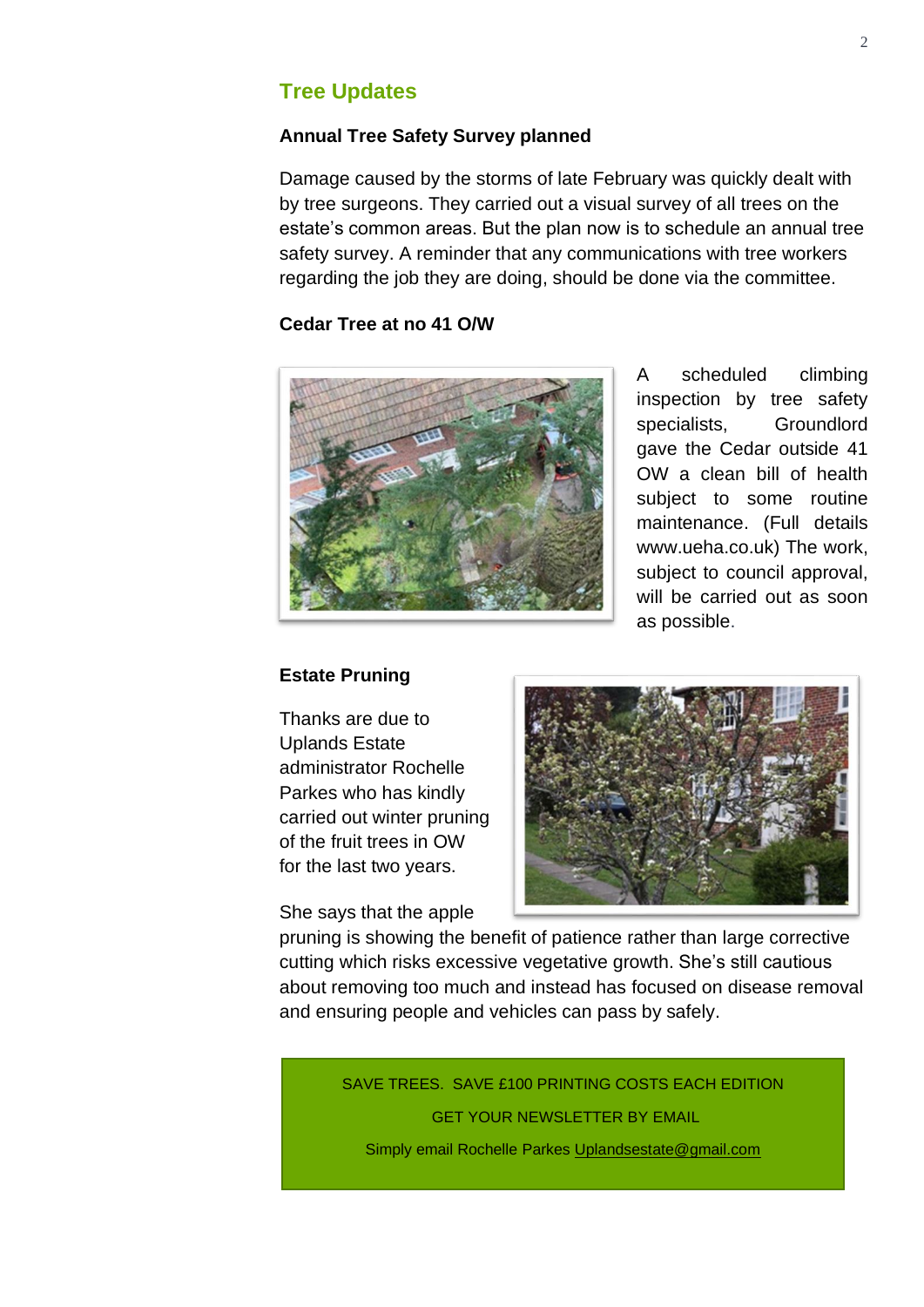## Tree Updates

### Annual Tree Safety Survey planned

Damage caused by the storms of late February was quickly dealt with by tree surgeons. They carried out a visual survey of all trees on the estate's common areas. But the plan now is to schedule an annual tree safety survey. A reminder that any communications with tree workers regarding the job they are doing, should be done via the committee.

### Cedar Tree at no 41 O/W

A scheduled climbing inspection by tree safety specialists, Groundlord gave the Cedar outside 41 OW a clean bill of health subject to some routine maintenance. (Full details www.ueha.co.uk) The work, subject to council approval, will be carried out as soon as possible.

### Estate Pruning

Thanks are due to Uplands Estate administrator Rochelle Parkes who has kindly carried out winter pruning of the fruit trees in OW for the last two years.

She says that the apple pruning is showing the benefit of patience rather than large corrective cutting which risks excessive vegetative growth. She's still cautious about removing too much and instead has focused on disease removal and ensuring people and vehicles can pass by safely.

SAVE TREES. SAVE £100 PRINTING COSTS EACH EDITION

GET YOUR NEWSLETTER BY EMAIL

Simply email Rochelle Parkes Uplandsestate@gmail.com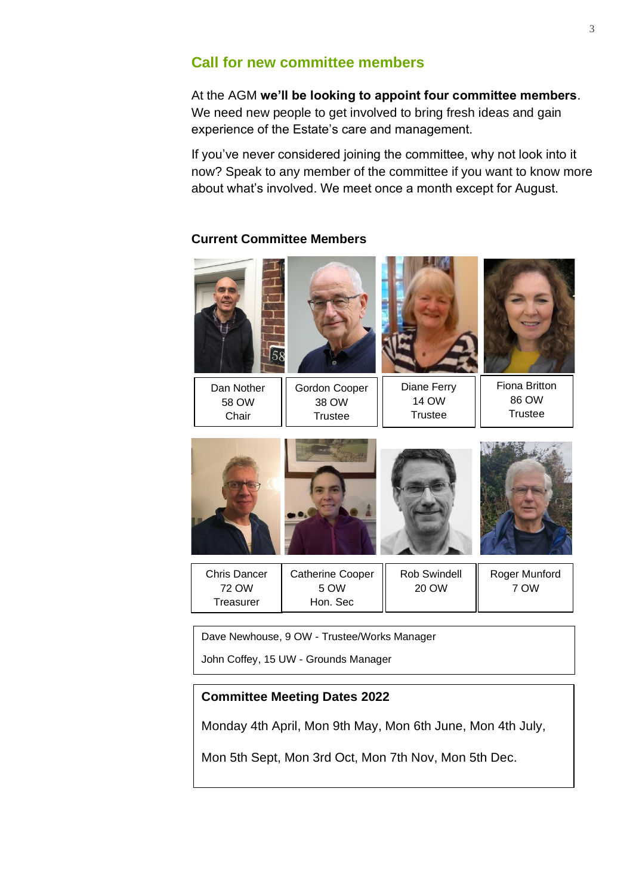## Call for new committee members

At the AGM **we'll be looking to appoint four committee members**. We need new people to get involved to bring fresh ideas and gain experience of the Estate's care and management.

If you've never considered joining the committee, why not look into it now? Speak to any member of the committee if you want to know more about what's involved. We meet once a month except for August.

### Current Committee Members

| | | | |
|---|---|---|---|
| Dan Nother<br>58 OW<br>Chair | Gordon Cooper<br>38 OW<br>Trustee | Diane Ferry<br>14 OW<br>Trustee | Fiona Britton<br>86 OW<br>Trustee |
| Chris Dancer<br>72 OW<br>Treasurer | Catherine Cooper<br>5 OW<br>Hon. Sec | Rob Swindell<br>20 OW | Roger Munford<br>7 OW |

Dave Newhouse, 9 OW - Trustee/Works Manager

John Coffey, 15 UW - Grounds Manager

**Committee Meeting Dates 2022**

Monday 4th April, Mon 9th May, Mon 6th June, Mon 4th July,

Mon 5th Sept, Mon 3rd Oct, Mon 7th Nov, Mon 5th Dec.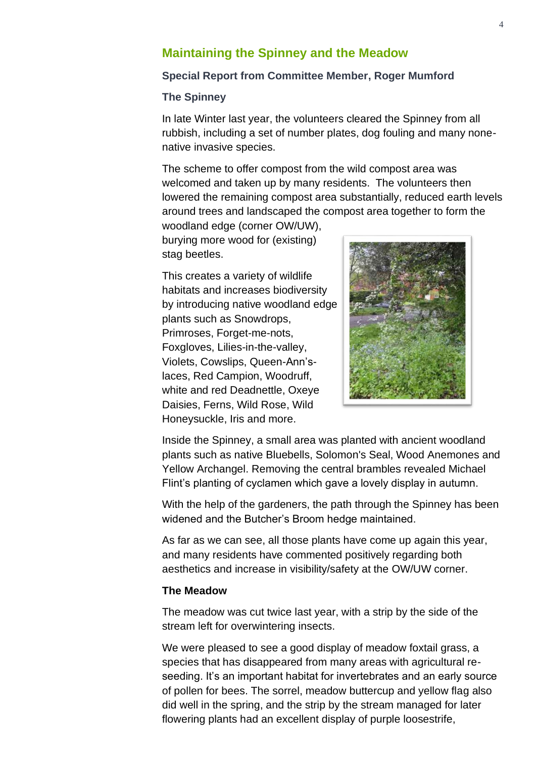## Maintaining the Spinney and the Meadow

**Special Report from Committee Member, Roger Mumford**

**The Spinney**

In late Winter last year, the volunteers cleared the Spinney from all rubbish, including a set of number plates, dog fouling and many none-native invasive species.

The scheme to offer compost from the wild compost area was welcomed and taken up by many residents. The volunteers then lowered the remaining compost area substantially, reduced earth levels around trees and landscaped the compost area together to form the woodland edge (corner OW/UW), burying more wood for (existing) stag beetles.

This creates a variety of wildlife habitats and increases biodiversity by introducing native woodland edge plants such as Snowdrops, Primroses, Forget-me-nots, Foxgloves, Lilies-in-the-valley, Violets, Cowslips, Queen-Ann's-laces, Red Campion, Woodruff, white and red Deadnettle, Oxeye Daisies, Ferns, Wild Rose, Wild Honeysuckle, Iris and more.

Inside the Spinney, a small area was planted with ancient woodland plants such as native Bluebells, Solomon's Seal, Wood Anemones and Yellow Archangel. Removing the central brambles revealed Michael Flint's planting of cyclamen which gave a lovely display in autumn.

With the help of the gardeners, the path through the Spinney has been widened and the Butcher's Broom hedge maintained.

As far as we can see, all those plants have come up again this year, and many residents have commented positively regarding both aesthetics and increase in visibility/safety at the OW/UW corner.

**The Meadow**

The meadow was cut twice last year, with a strip by the side of the stream left for overwintering insects.

We were pleased to see a good display of meadow foxtail grass, a species that has disappeared from many areas with agricultural re-seeding. It's an important habitat for invertebrates and an early source of pollen for bees. The sorrel, meadow buttercup and yellow flag also did well in the spring, and the strip by the stream managed for later flowering plants had an excellent display of purple loosestrife,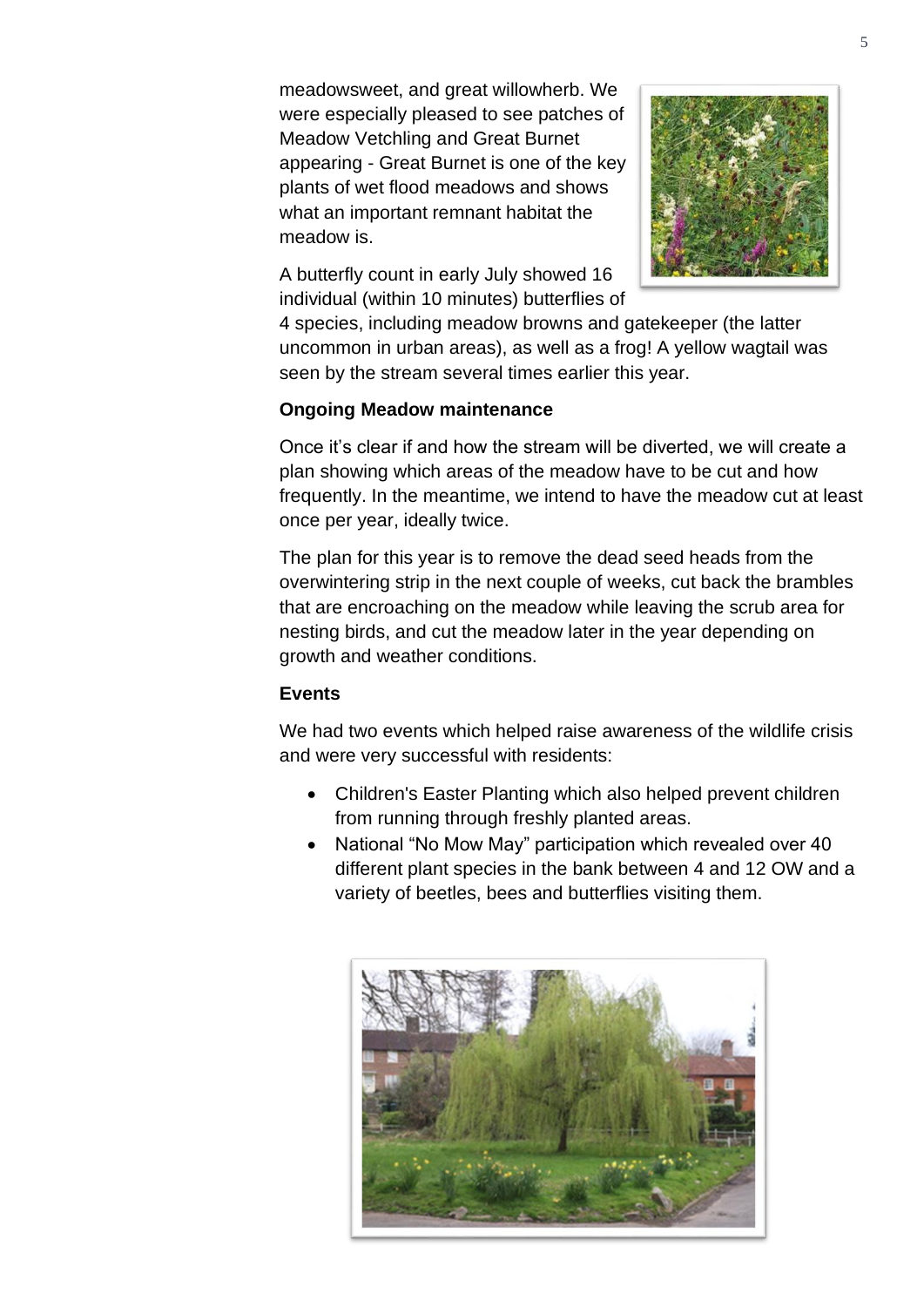meadowsweet, and great willowherb. We were especially pleased to see patches of Meadow Vetchling and Great Burnet appearing - Great Burnet is one of the key plants of wet flood meadows and shows what an important remnant habitat the meadow is.

A butterfly count in early July showed 16 individual (within 10 minutes) butterflies of 4 species, including meadow browns and gatekeeper (the latter uncommon in urban areas), as well as a frog! A yellow wagtail was seen by the stream several times earlier this year.

**Ongoing Meadow maintenance**

Once it's clear if and how the stream will be diverted, we will create a plan showing which areas of the meadow have to be cut and how frequently. In the meantime, we intend to have the meadow cut at least once per year, ideally twice.

The plan for this year is to remove the dead seed heads from the overwintering strip in the next couple of weeks, cut back the brambles that are encroaching on the meadow while leaving the scrub area for nesting birds, and cut the meadow later in the year depending on growth and weather conditions.

**Events**

We had two events which helped raise awareness of the wildlife crisis and were very successful with residents:

- Children's Easter Planting which also helped prevent children from running through freshly planted areas.
- National "No Mow May" participation which revealed over 40 different plant species in the bank between 4 and 12 OW and a variety of beetles, bees and butterflies visiting them.